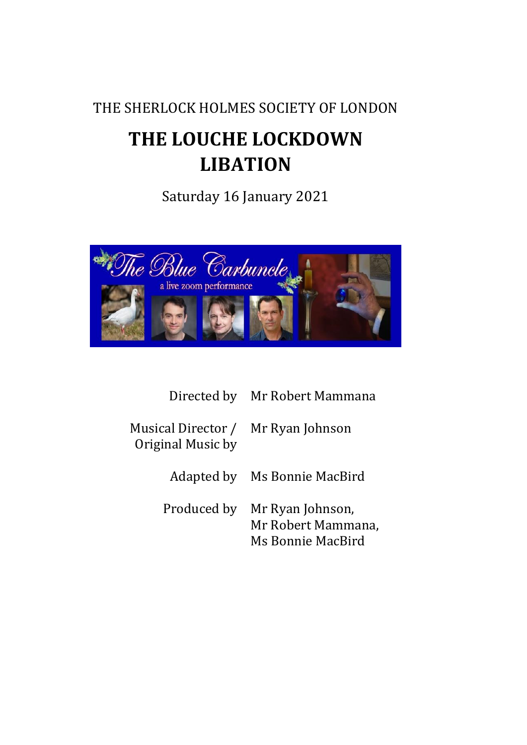THE SHERLOCK HOLMES SOCIETY OF LONDON

# THE LOUCHE LOCKDOWN LIBATION

Saturday 16 January 2021

| | |
|---|---|
| Directed by | Mr Robert Mammana |
| Musical Director / Original Music by | Mr Ryan Johnson |
| Adapted by | Ms Bonnie MacBird |
| Produced by | Mr Ryan Johnson, Mr Robert Mammana, Ms Bonnie MacBird |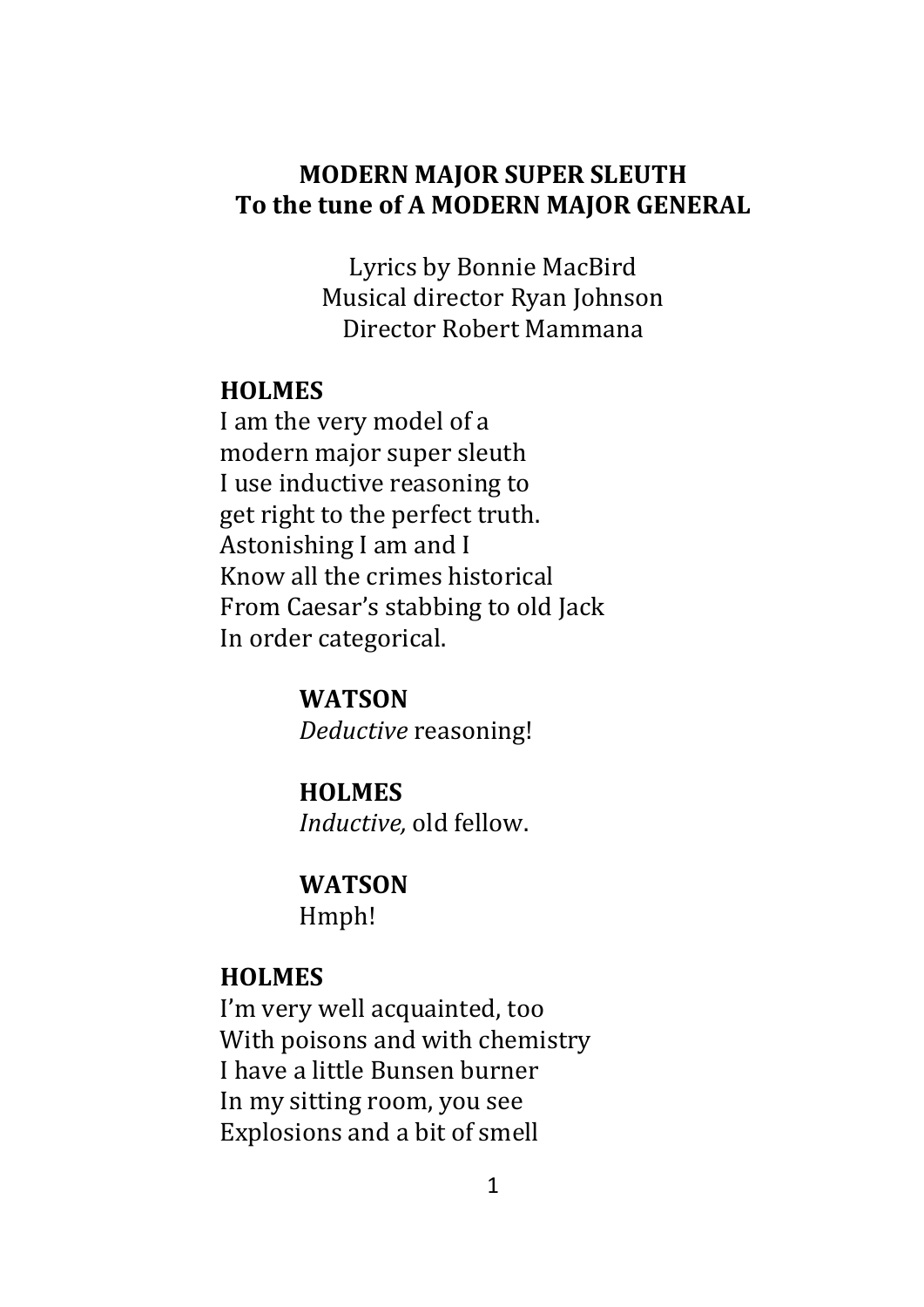# MODERN MAJOR SUPER SLEUTH
## To the tune of A MODERN MAJOR GENERAL

Lyrics by Bonnie MacBird  
Musical director Ryan Johnson  
Director Robert Mammana

**HOLMES**  
I am the very model of a  
modern major super sleuth  
I use inductive reasoning to  
get right to the perfect truth.  
Astonishing I am and I  
Know all the crimes historical  
From Caesar's stabbing to old Jack  
In order categorical.

**WATSON**  
*Deductive* reasoning!

**HOLMES**  
*Inductive,* old fellow.

**WATSON**  
Hmph!

**HOLMES**  
I'm very well acquainted, too  
With poisons and with chemistry  
I have a little Bunsen burner  
In my sitting room, you see  
Explosions and a bit of smell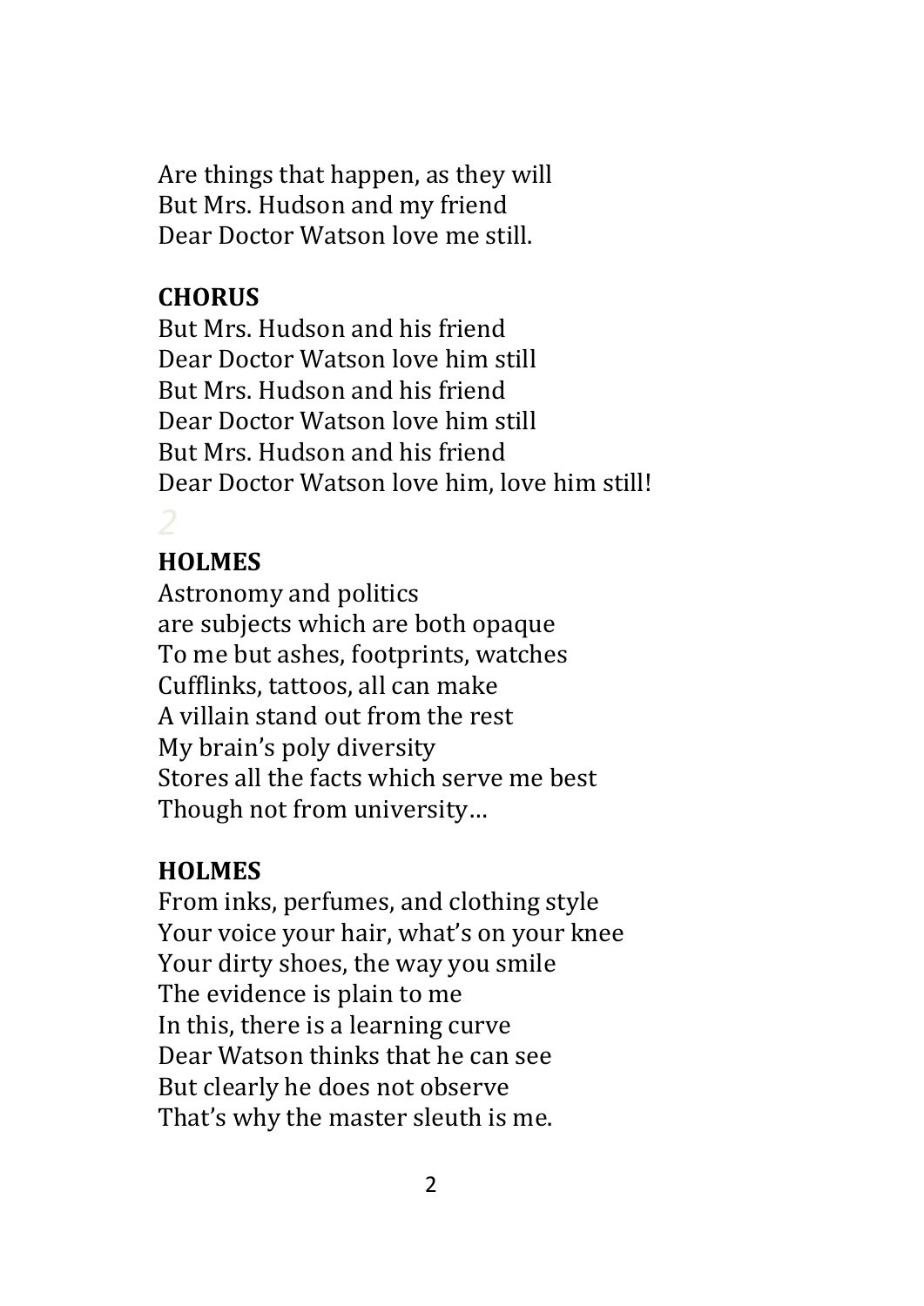Are things that happen, as they will
But Mrs. Hudson and my friend
Dear Doctor Watson love me still.

**CHORUS**
But Mrs. Hudson and his friend
Dear Doctor Watson love him still
But Mrs. Hudson and his friend
Dear Doctor Watson love him still
But Mrs. Hudson and his friend
Dear Doctor Watson love him, love him still!

*2*

**HOLMES**
Astronomy and politics
are subjects which are both opaque
To me but ashes, footprints, watches
Cufflinks, tattoos, all can make
A villain stand out from the rest
My brain's poly diversity
Stores all the facts which serve me best
Though not from university…

**HOLMES**
From inks, perfumes, and clothing style
Your voice your hair, what's on your knee
Your dirty shoes, the way you smile
The evidence is plain to me
In this, there is a learning curve
Dear Watson thinks that he can see
But clearly he does not observe
That's why the master sleuth is me.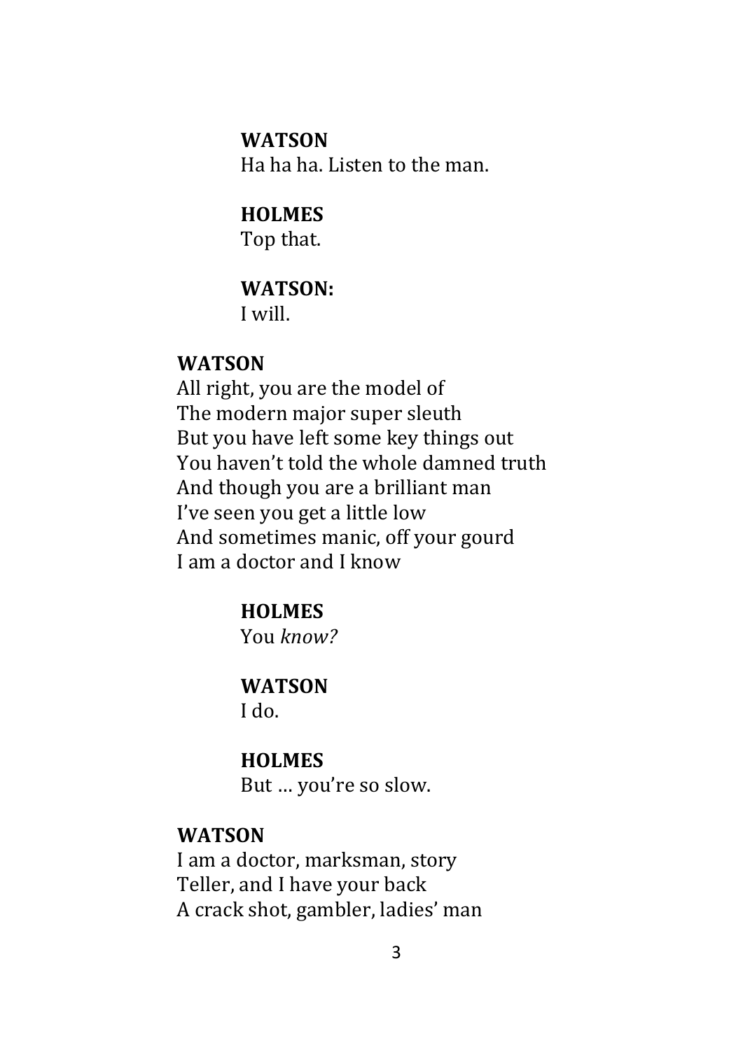**WATSON**
Ha ha ha. Listen to the man.

**HOLMES**
Top that.

**WATSON:**
I will.

**WATSON**
All right, you are the model of
The modern major super sleuth
But you have left some key things out
You haven't told the whole damned truth
And though you are a brilliant man
I've seen you get a little low
And sometimes manic, off your gourd
I am a doctor and I know

**HOLMES**
You *know?*

**WATSON**
I do.

**HOLMES**
But … you're so slow.

**WATSON**
I am a doctor, marksman, story
Teller, and I have your back
A crack shot, gambler, ladies' man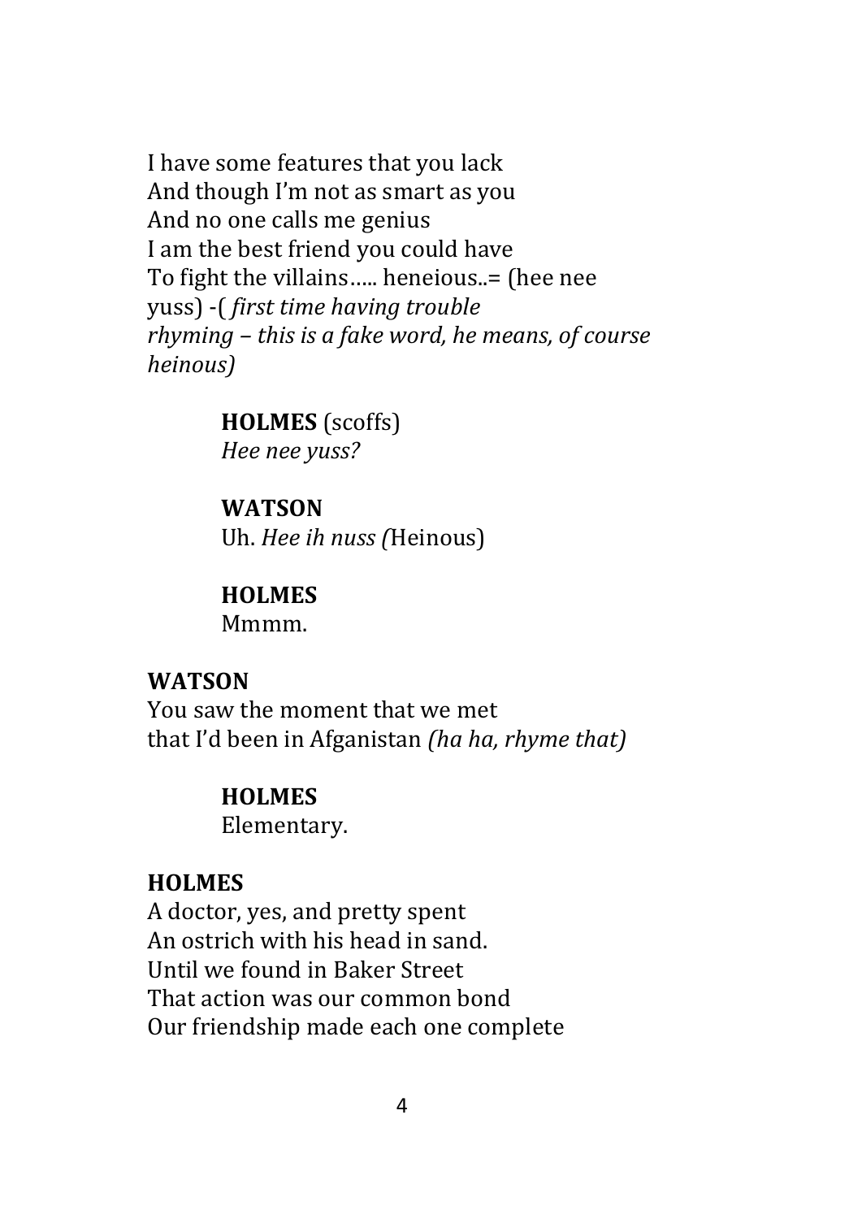I have some features that you lack
And though I'm not as smart as you
And no one calls me genius
I am the best friend you could have
To fight the villains….. heneious..= (hee nee yuss) -( *first time having trouble rhyming – this is a fake word, he means, of course heinous)*

**HOLMES** (scoffs)
*Hee nee yuss?*

**WATSON**
Uh. *Hee ih nuss (*Heinous)

**HOLMES**
Mmmm.

**WATSON**
You saw the moment that we met
that I'd been in Afganistan *(ha ha, rhyme that)*

**HOLMES**
Elementary.

**HOLMES**
A doctor, yes, and pretty spent
An ostrich with his head in sand.
Until we found in Baker Street
That action was our common bond
Our friendship made each one complete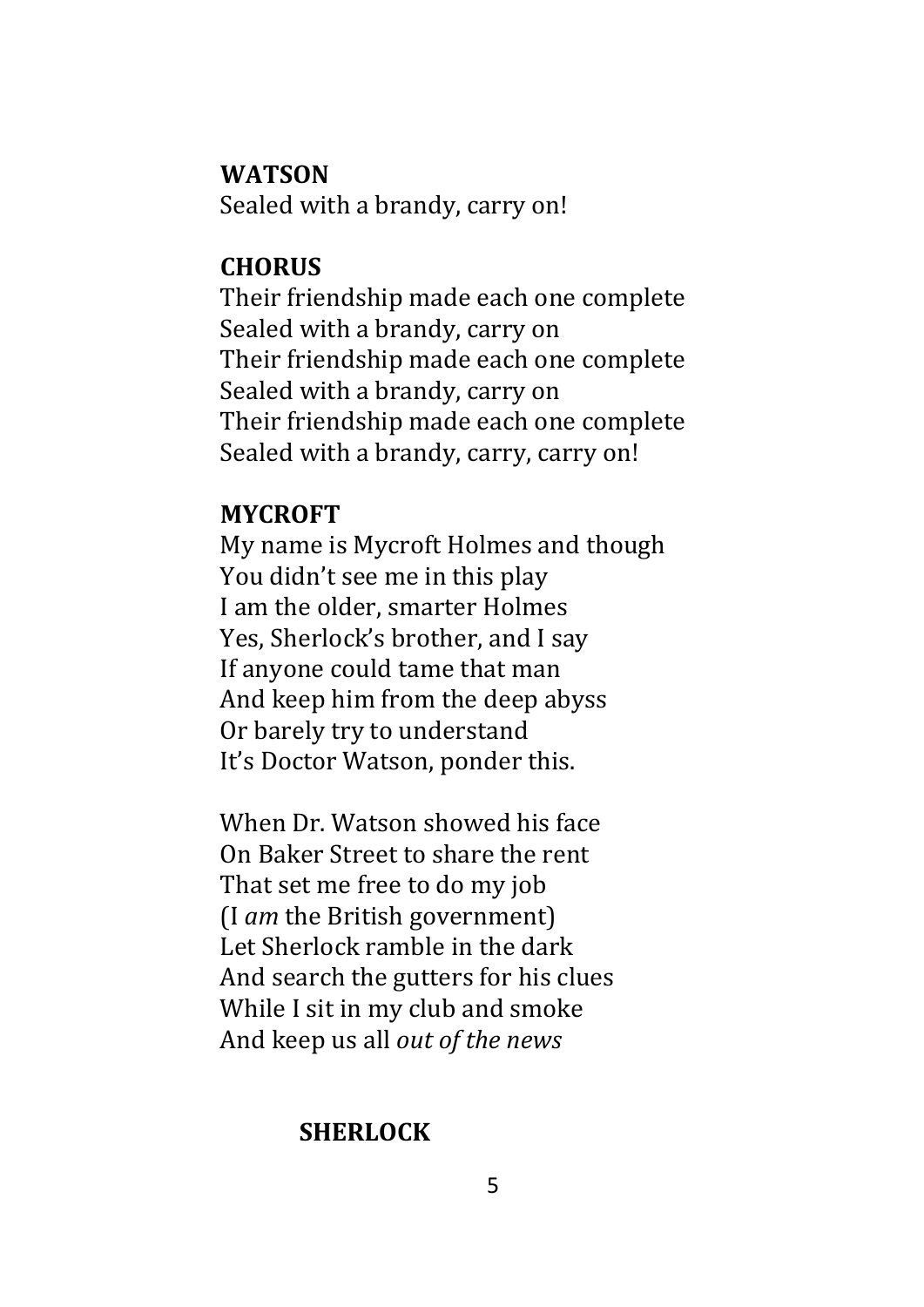**WATSON**
Sealed with a brandy, carry on!

**CHORUS**
Their friendship made each one complete
Sealed with a brandy, carry on
Their friendship made each one complete
Sealed with a brandy, carry on
Their friendship made each one complete
Sealed with a brandy, carry, carry on!

**MYCROFT**
My name is Mycroft Holmes and though
You didn't see me in this play
I am the older, smarter Holmes
Yes, Sherlock's brother, and I say
If anyone could tame that man
And keep him from the deep abyss
Or barely try to understand
It's Doctor Watson, ponder this.

When Dr. Watson showed his face
On Baker Street to share the rent
That set me free to do my job
(I *am* the British government)
Let Sherlock ramble in the dark
And search the gutters for his clues
While I sit in my club and smoke
And keep us all *out of the news*

**SHERLOCK**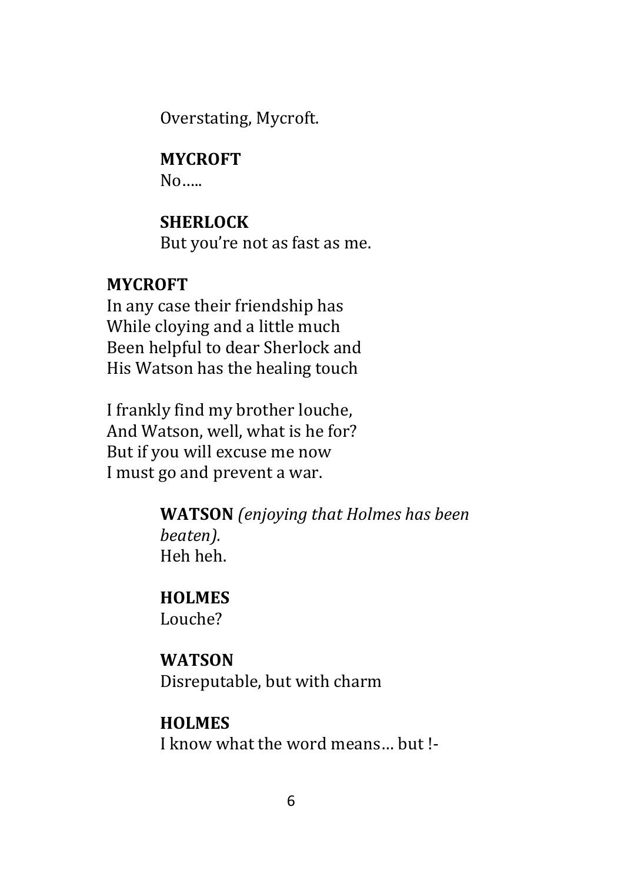Overstating, Mycroft.

**MYCROFT**
No…..

**SHERLOCK**
But you're not as fast as me.

**MYCROFT**
In any case their friendship has
While cloying and a little much
Been helpful to dear Sherlock and
His Watson has the healing touch

I frankly find my brother louche,
And Watson, well, what is he for?
But if you will excuse me now
I must go and prevent a war.

**WATSON** *(enjoying that Holmes has been beaten).*
Heh heh.

**HOLMES**
Louche?

**WATSON**
Disreputable, but with charm

**HOLMES**
I know what the word means… but !-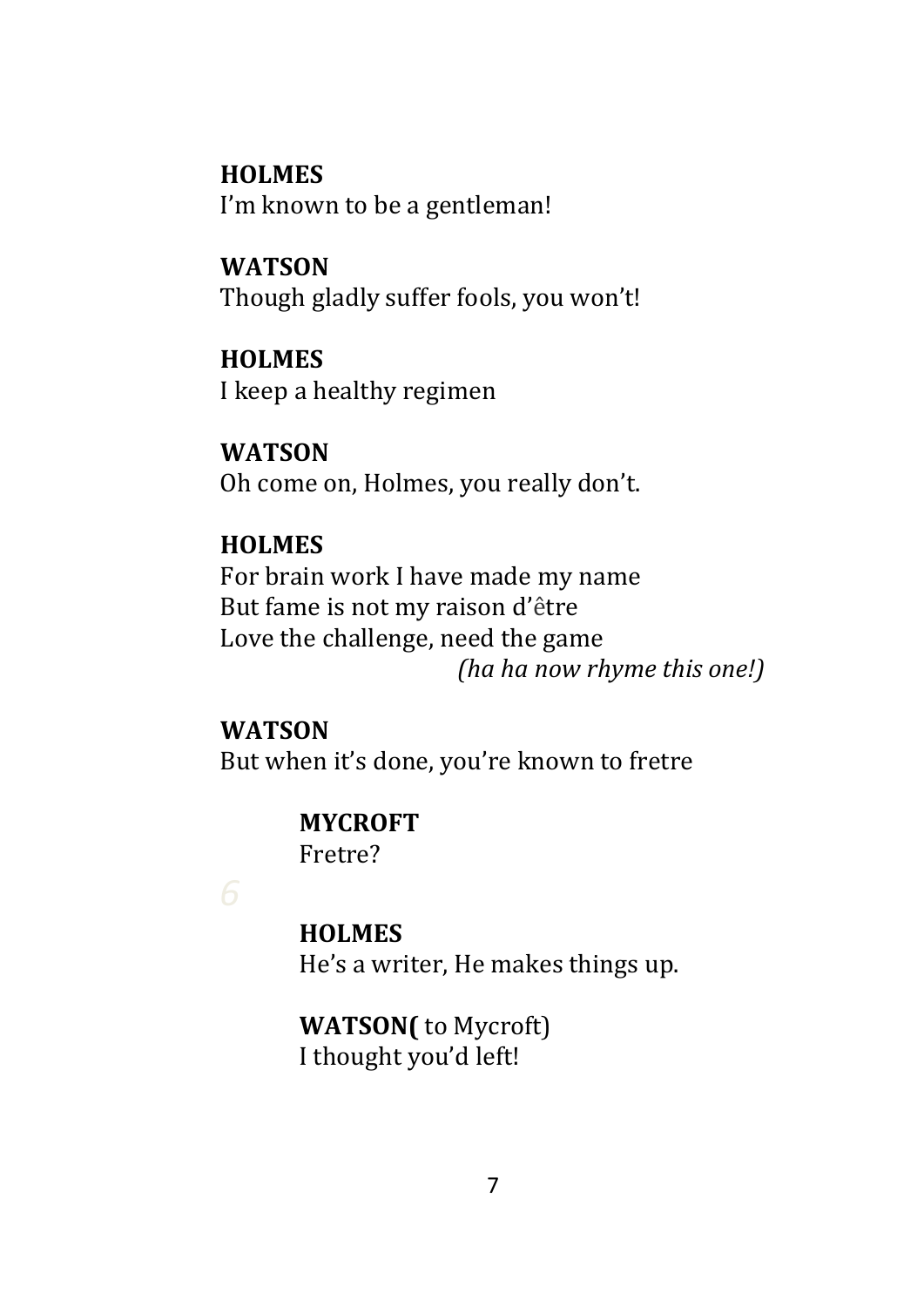**HOLMES**
I'm known to be a gentleman!

**WATSON**
Though gladly suffer fools, you won't!

**HOLMES**
I keep a healthy regimen

**WATSON**
Oh come on, Holmes, you really don't.

**HOLMES**
For brain work I have made my name
But fame is not my raison d'être
Love the challenge, need the game
*(ha ha now rhyme this one!)*

**WATSON**
But when it's done, you're known to fretre

**MYCROFT**
Fretre?

6

**HOLMES**
He's a writer, He makes things up.

**WATSON(** to Mycroft)
I thought you'd left!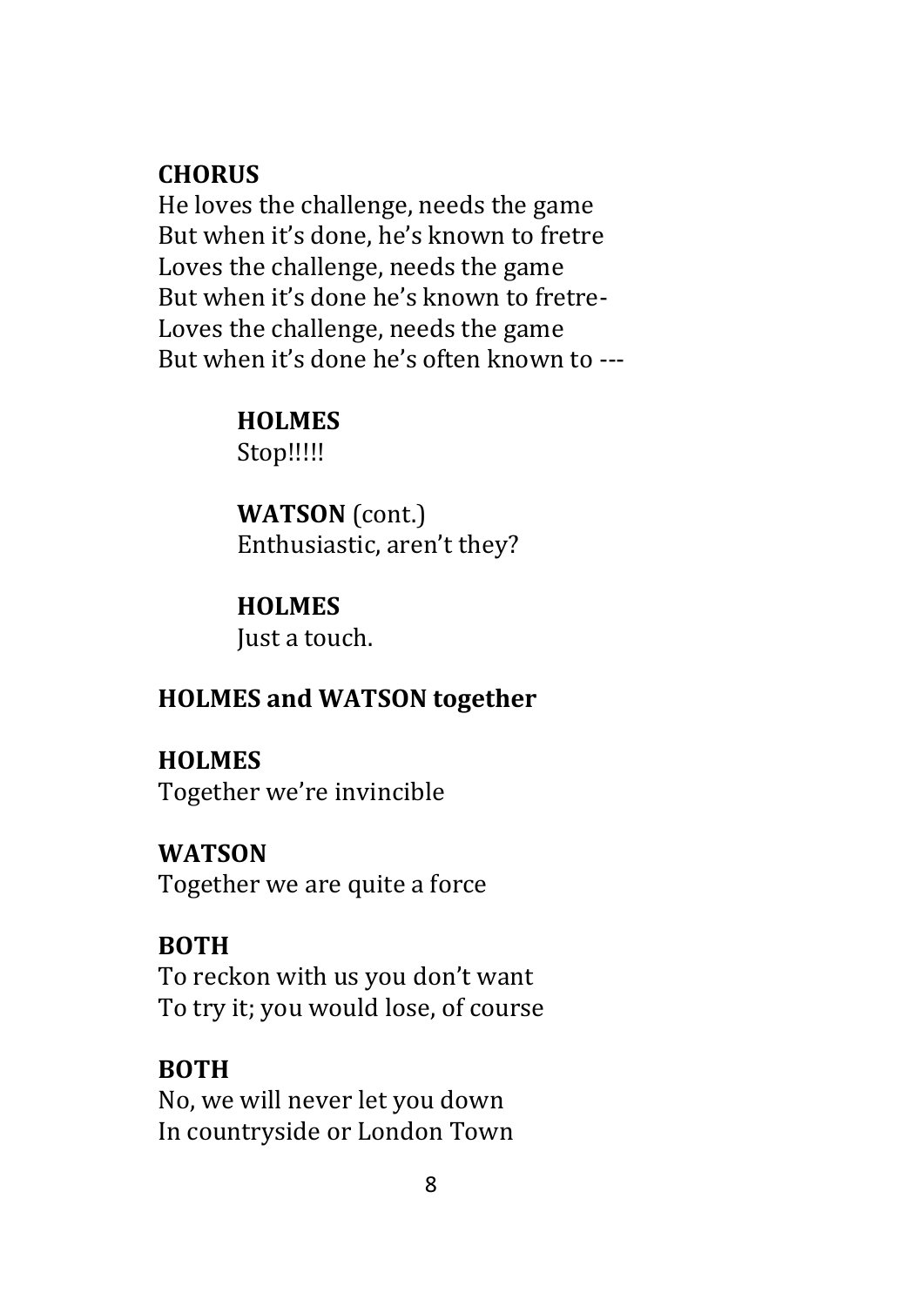**CHORUS**
He loves the challenge, needs the game
But when it's done, he's known to fretre
Loves the challenge, needs the game
But when it's done he's known to fretre-
Loves the challenge, needs the game
But when it's done he's often known to ---

**HOLMES**
Stop!!!!!

**WATSON** (cont.)
Enthusiastic, aren't they?

**HOLMES**
Just a touch.

**HOLMES and WATSON together**

**HOLMES**
Together we're invincible

**WATSON**
Together we are quite a force

**BOTH**
To reckon with us you don't want
To try it; you would lose, of course

**BOTH**
No, we will never let you down
In countryside or London Town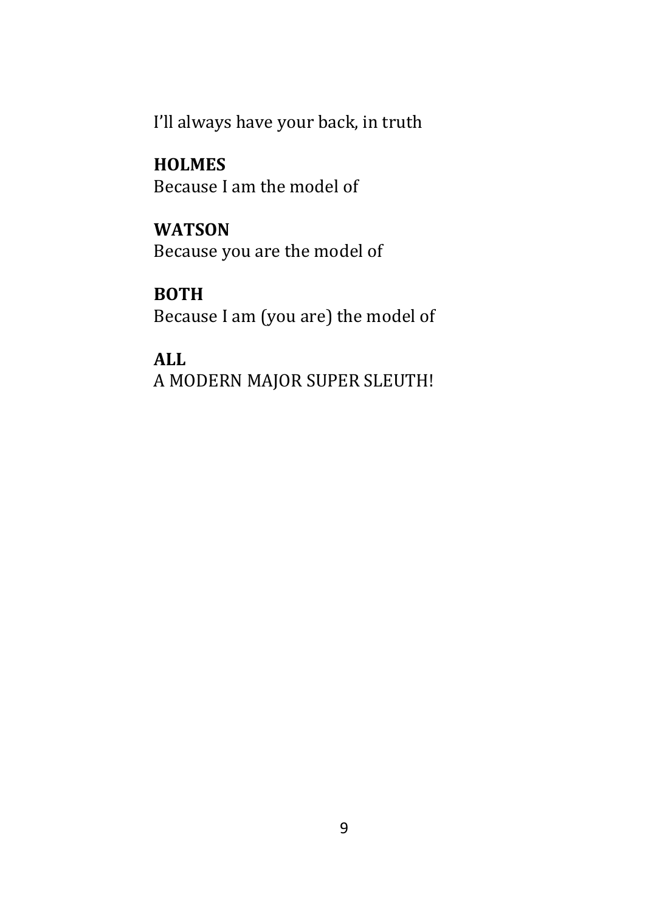I'll always have your back, in truth

**HOLMES**
Because I am the model of

**WATSON**
Because you are the model of

**BOTH**
Because I am (you are) the model of

**ALL**
A MODERN MAJOR SUPER SLEUTH!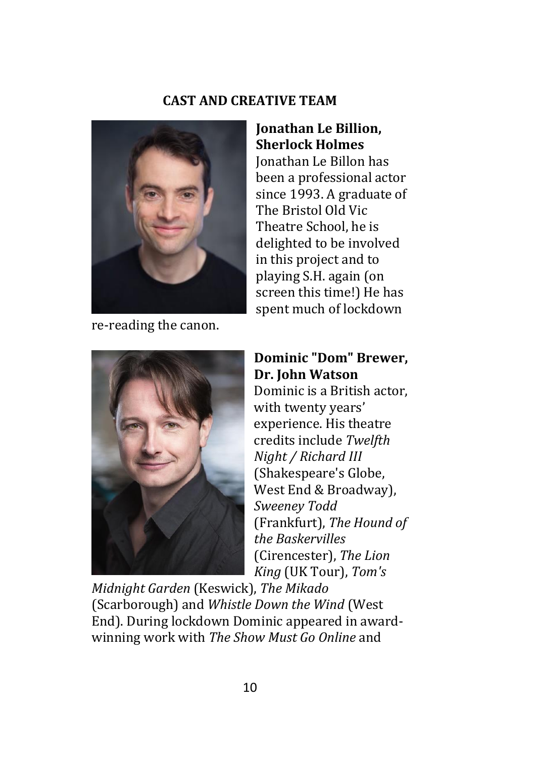**CAST AND CREATIVE TEAM**

**Jonathan Le Billion, Sherlock Holmes**

Jonathan Le Billon has been a professional actor since 1993. A graduate of The Bristol Old Vic Theatre School, he is delighted to be involved in this project and to playing S.H. again (on screen this time!) He has spent much of lockdown re-reading the canon.

**Dominic "Dom" Brewer, Dr. John Watson**

Dominic is a British actor, with twenty years' experience. His theatre credits include *Twelfth Night / Richard III* (Shakespeare's Globe, West End & Broadway), *Sweeney Todd* (Frankfurt), *The Hound of the Baskervilles* (Cirencester), *The Lion King* (UK Tour), *Tom's Midnight Garden* (Keswick), *The Mikado* (Scarborough) and *Whistle Down the Wind* (West End). During lockdown Dominic appeared in award-winning work with *The Show Must Go Online* and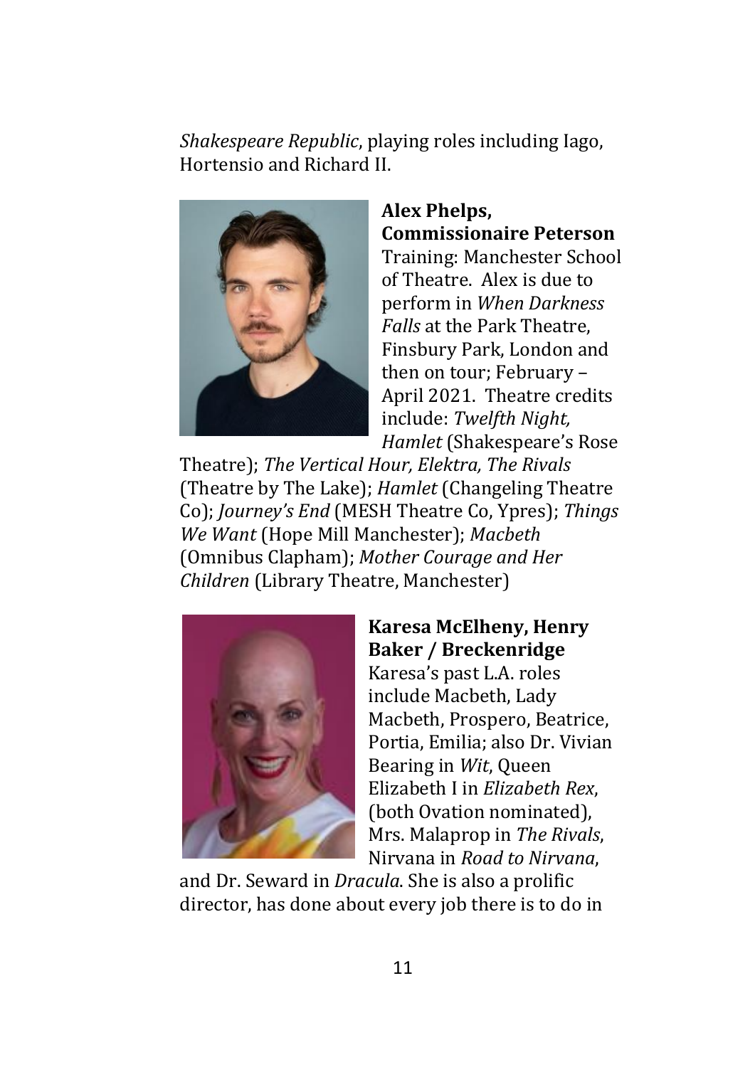*Shakespeare Republic*, playing roles including Iago, Hortensio and Richard II.

**Alex Phelps, Commissionaire Peterson**
Training: Manchester School of Theatre. Alex is due to perform in *When Darkness Falls* at the Park Theatre, Finsbury Park, London and then on tour; February – April 2021. Theatre credits include: *Twelfth Night, Hamlet* (Shakespeare's Rose Theatre); *The Vertical Hour, Elektra, The Rivals* (Theatre by The Lake); *Hamlet* (Changeling Theatre Co); *Journey's End* (MESH Theatre Co, Ypres); *Things We Want* (Hope Mill Manchester); *Macbeth* (Omnibus Clapham); *Mother Courage and Her Children* (Library Theatre, Manchester)

**Karesa McElheny, Henry Baker / Breckenridge**
Karesa's past L.A. roles include Macbeth, Lady Macbeth, Prospero, Beatrice, Portia, Emilia; also Dr. Vivian Bearing in *Wit*, Queen Elizabeth I in *Elizabeth Rex*, (both Ovation nominated), Mrs. Malaprop in *The Rivals*, Nirvana in *Road to Nirvana*, and Dr. Seward in *Dracula*. She is also a prolific director, has done about every job there is to do in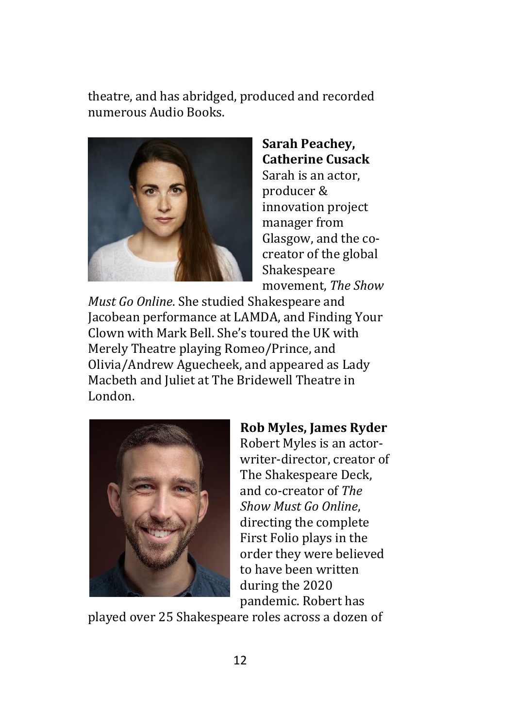theatre, and has abridged, produced and recorded numerous Audio Books.

**Sarah Peachey, Catherine Cusack**
Sarah is an actor, producer & innovation project manager from Glasgow, and the co-creator of the global Shakespeare movement, *The Show Must Go Online*. She studied Shakespeare and Jacobean performance at LAMDA, and Finding Your Clown with Mark Bell. She's toured the UK with Merely Theatre playing Romeo/Prince, and Olivia/Andrew Aguecheek, and appeared as Lady Macbeth and Juliet at The Bridewell Theatre in London.

**Rob Myles, James Ryder**
Robert Myles is an actor-writer-director, creator of The Shakespeare Deck, and co-creator of *The Show Must Go Online*, directing the complete First Folio plays in the order they were believed to have been written during the 2020 pandemic. Robert has played over 25 Shakespeare roles across a dozen of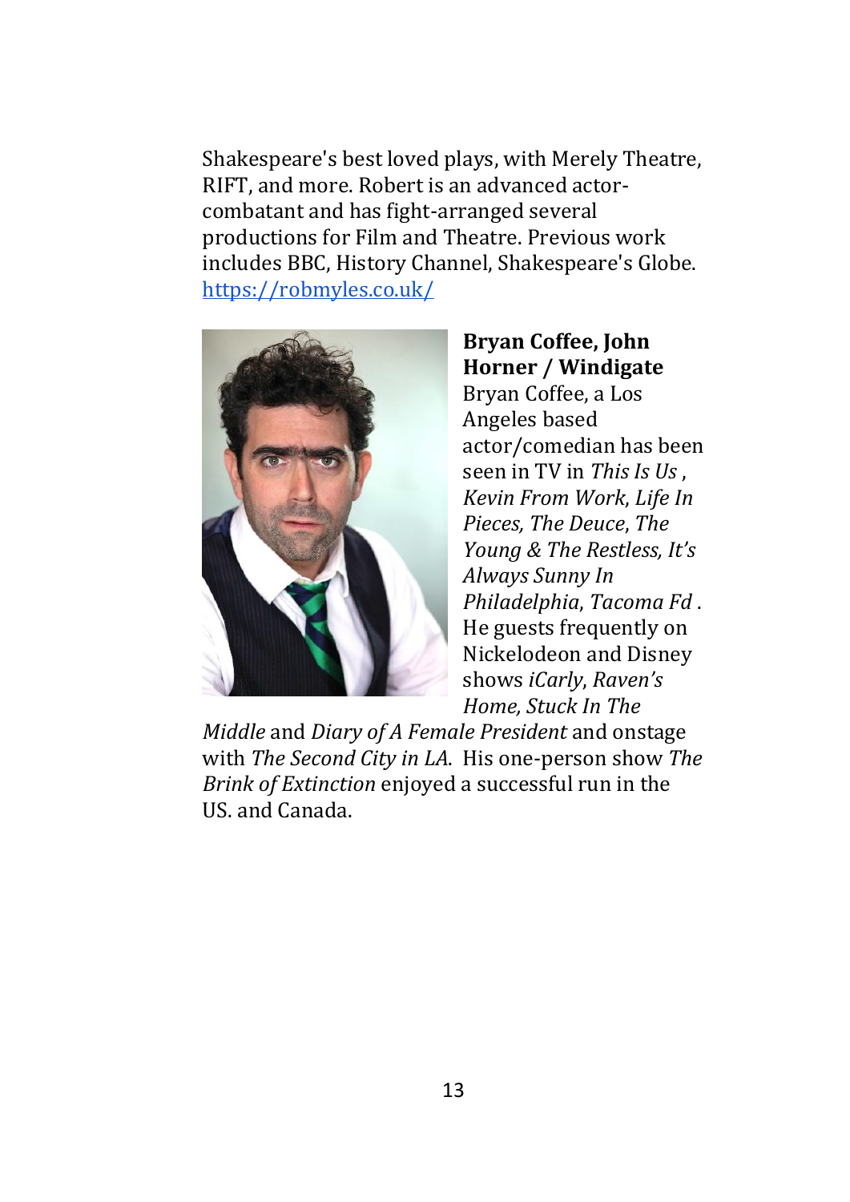Shakespeare's best loved plays, with Merely Theatre, RIFT, and more. Robert is an advanced actor-combatant and has fight-arranged several productions for Film and Theatre. Previous work includes BBC, History Channel, Shakespeare's Globe. [https://robmyles.co.uk/](https://robmyles.co.uk/)

**Bryan Coffee, John Horner / Windigate**
Bryan Coffee, a Los Angeles based actor/comedian has been seen in TV in *This Is Us* , *Kevin From Work*, *Life In Pieces, The Deuce*, *The Young & The Restless, It's Always Sunny In Philadelphia*, *Tacoma Fd* . He guests frequently on Nickelodeon and Disney shows *iCarly*, *Raven's Home, Stuck In The Middle* and *Diary of A Female President* and onstage with *The Second City in LA*. His one-person show *The Brink of Extinction* enjoyed a successful run in the US. and Canada.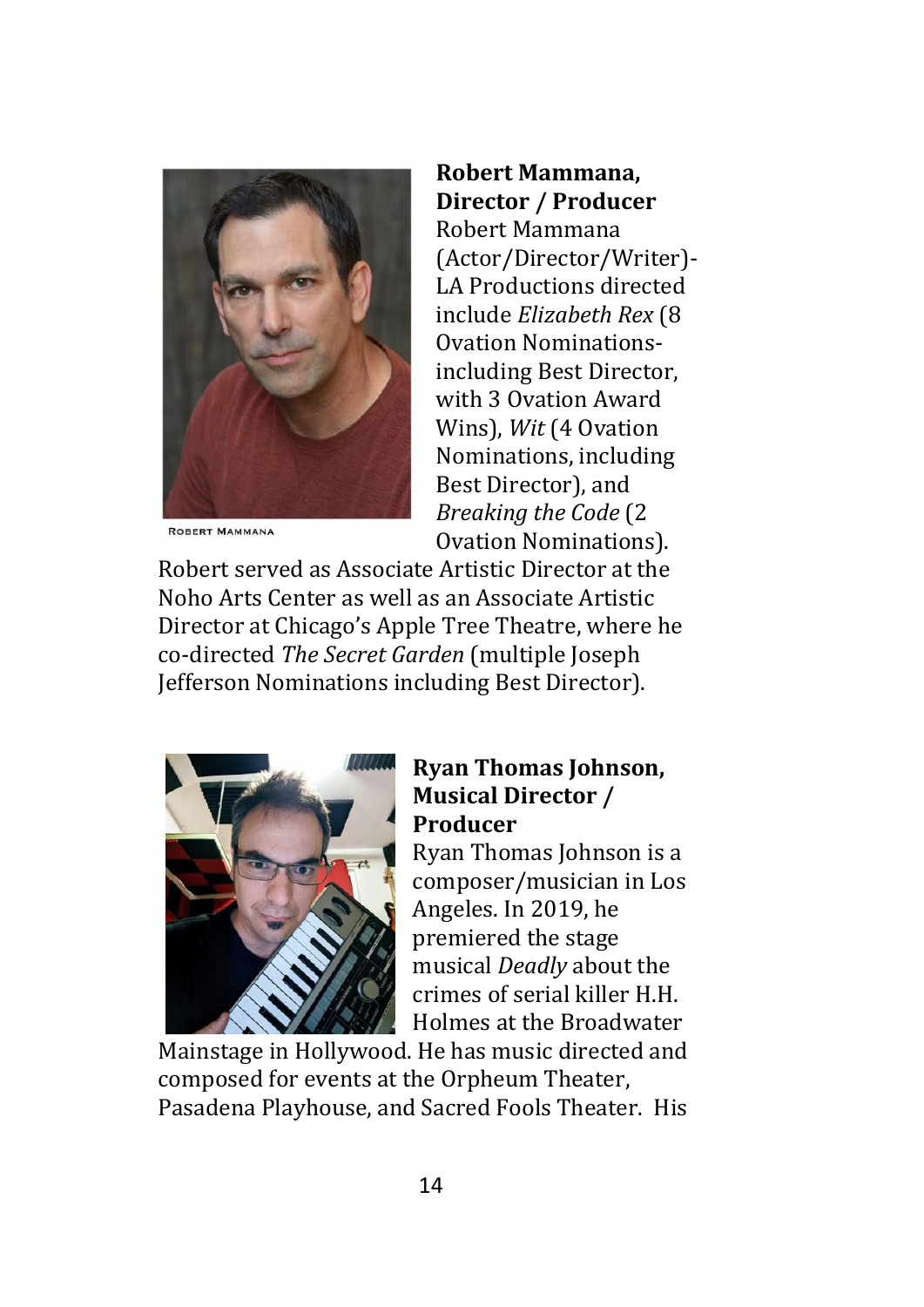ROBERT MAMMANA

**Robert Mammana, Director / Producer**

Robert Mammana (Actor/Director/Writer)-LA Productions directed include *Elizabeth Rex* (8 Ovation Nominations-including Best Director, with 3 Ovation Award Wins), *Wit* (4 Ovation Nominations, including Best Director), and *Breaking the Code* (2 Ovation Nominations). Robert served as Associate Artistic Director at the Noho Arts Center as well as an Associate Artistic Director at Chicago's Apple Tree Theatre, where he co-directed *The Secret Garden* (multiple Joseph Jefferson Nominations including Best Director).

**Ryan Thomas Johnson, Musical Director / Producer**

Ryan Thomas Johnson is a composer/musician in Los Angeles. In 2019, he premiered the stage musical *Deadly* about the crimes of serial killer H.H. Holmes at the Broadwater Mainstage in Hollywood. He has music directed and composed for events at the Orpheum Theater, Pasadena Playhouse, and Sacred Fools Theater. His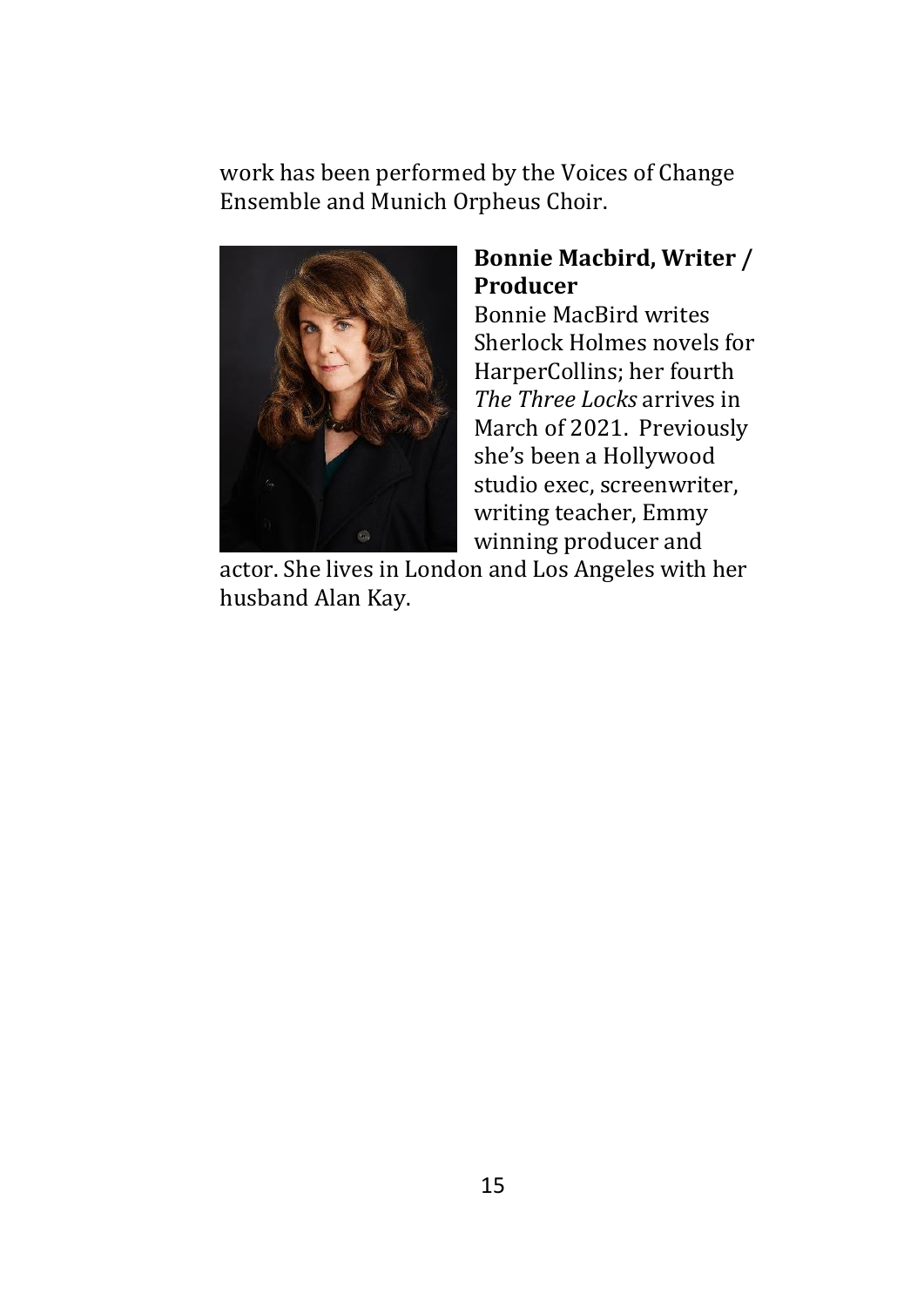work has been performed by the Voices of Change Ensemble and Munich Orpheus Choir.

**Bonnie Macbird, Writer / Producer**

Bonnie MacBird writes Sherlock Holmes novels for HarperCollins; her fourth *The Three Locks* arrives in March of 2021. Previously she's been a Hollywood studio exec, screenwriter, writing teacher, Emmy winning producer and actor. She lives in London and Los Angeles with her husband Alan Kay.